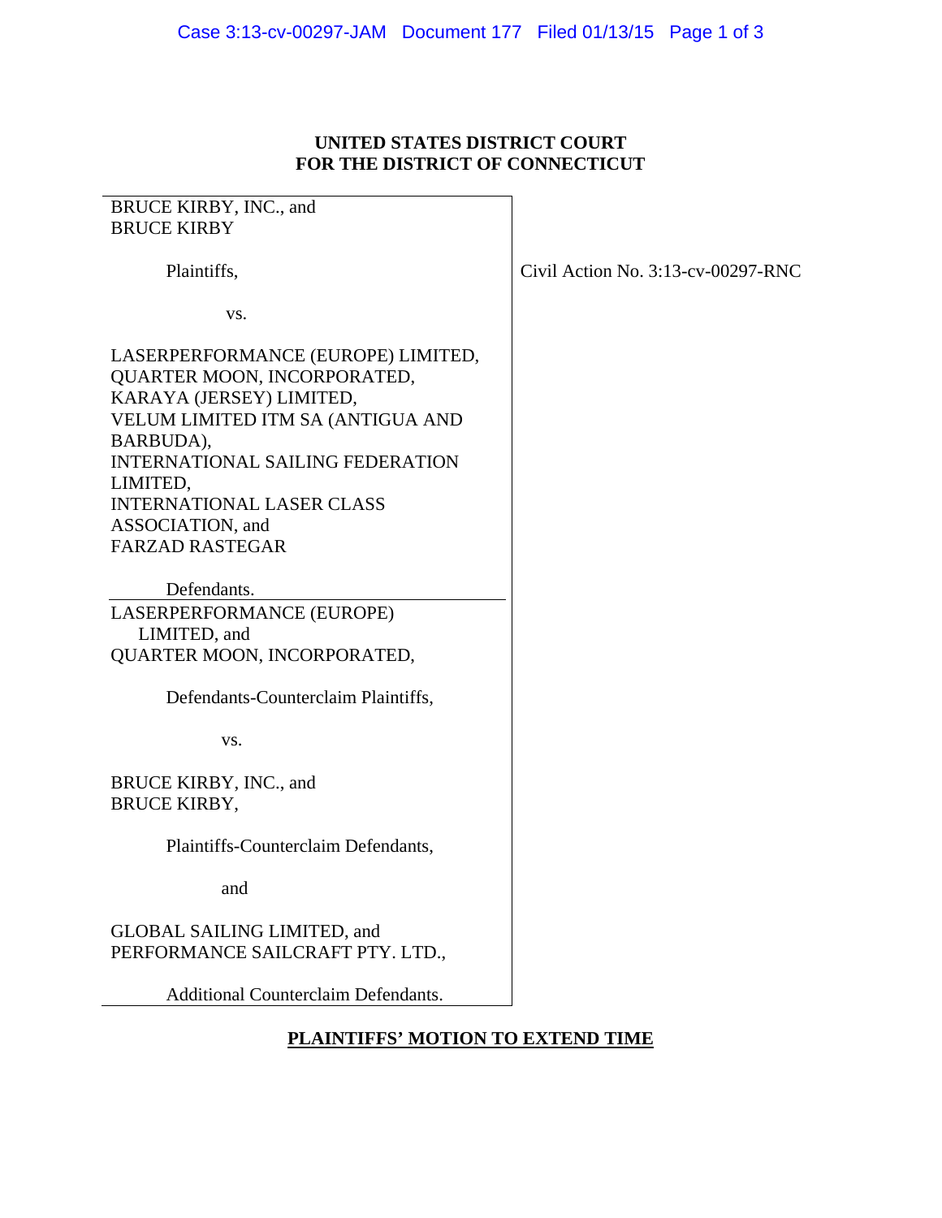**UNITED STATES DISTRICT COURT**
**FOR THE DISTRICT OF CONNECTICUT**

BRUCE KIRBY, INC., and
BRUCE KIRBY

Plaintiffs,

vs.

LASERPERFORMANCE (EUROPE) LIMITED,
QUARTER MOON, INCORPORATED,
KARAYA (JERSEY) LIMITED,
VELUM LIMITED ITM SA (ANTIGUA AND BARBUDA),
INTERNATIONAL SAILING FEDERATION LIMITED,
INTERNATIONAL LASER CLASS ASSOCIATION, and
FARZAD RASTEGAR

Defendants.

Civil Action No. 3:13-cv-00297-RNC

LASERPERFORMANCE (EUROPE) LIMITED, and
QUARTER MOON, INCORPORATED,

Defendants-Counterclaim Plaintiffs,

vs.

BRUCE KIRBY, INC., and
BRUCE KIRBY,

Plaintiffs-Counterclaim Defendants,

and

GLOBAL SAILING LIMITED, and
PERFORMANCE SAILCRAFT PTY. LTD.,

Additional Counterclaim Defendants.

**PLAINTIFFS' MOTION TO EXTEND TIME**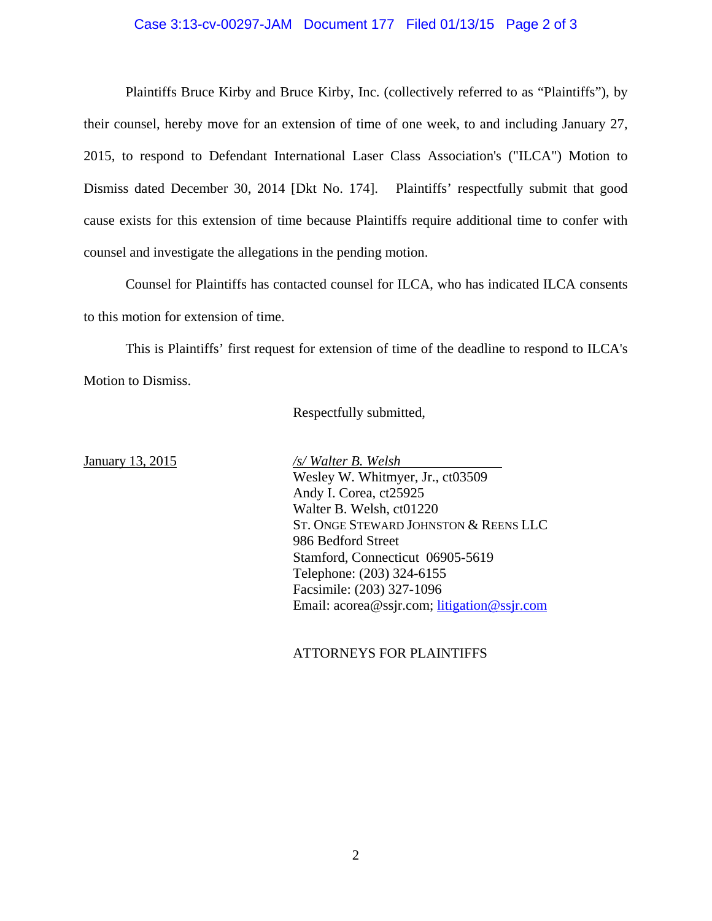Plaintiffs Bruce Kirby and Bruce Kirby, Inc. (collectively referred to as "Plaintiffs"), by their counsel, hereby move for an extension of time of one week, to and including January 27, 2015, to respond to Defendant International Laser Class Association's ("ILCA") Motion to Dismiss dated December 30, 2014 [Dkt No. 174]. Plaintiffs' respectfully submit that good cause exists for this extension of time because Plaintiffs require additional time to confer with counsel and investigate the allegations in the pending motion.

Counsel for Plaintiffs has contacted counsel for ILCA, who has indicated ILCA consents to this motion for extension of time.

This is Plaintiffs' first request for extension of time of the deadline to respond to ILCA's Motion to Dismiss.

Respectfully submitted,

January 13, 2015

*/s/ Walter B. Welsh*
Wesley W. Whitmyer, Jr., ct03509
Andy I. Corea, ct25925
Walter B. Welsh, ct01220
ST. ONGE STEWARD JOHNSTON & REENS LLC
986 Bedford Street
Stamford, Connecticut 06905-5619
Telephone: (203) 324-6155
Facsimile: (203) 327-1096
Email: acorea@ssjr.com; litigation@ssjr.com

ATTORNEYS FOR PLAINTIFFS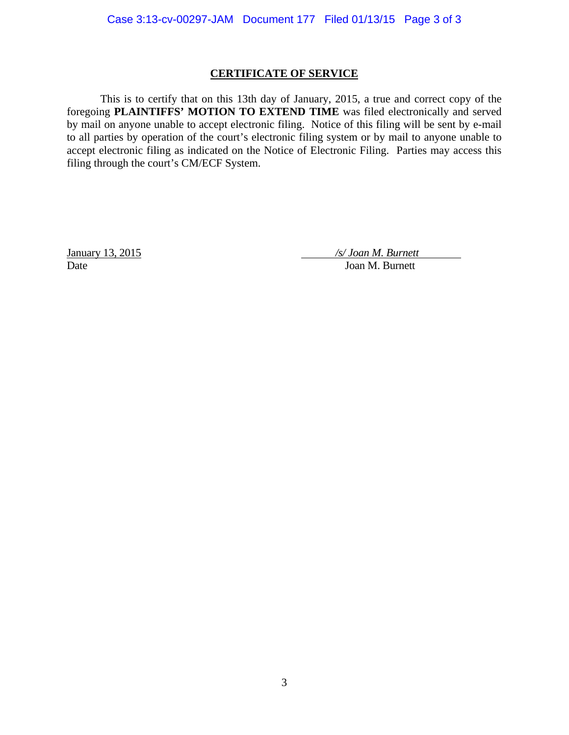## CERTIFICATE OF SERVICE

This is to certify that on this 13th day of January, 2015, a true and correct copy of the foregoing **PLAINTIFFS' MOTION TO EXTEND TIME** was filed electronically and served by mail on anyone unable to accept electronic filing. Notice of this filing will be sent by e-mail to all parties by operation of the court's electronic filing system or by mail to anyone unable to accept electronic filing as indicated on the Notice of Electronic Filing. Parties may access this filing through the court's CM/ECF System.

January 13, 2015
Date

*/s/ Joan M. Burnett*
Joan M. Burnett